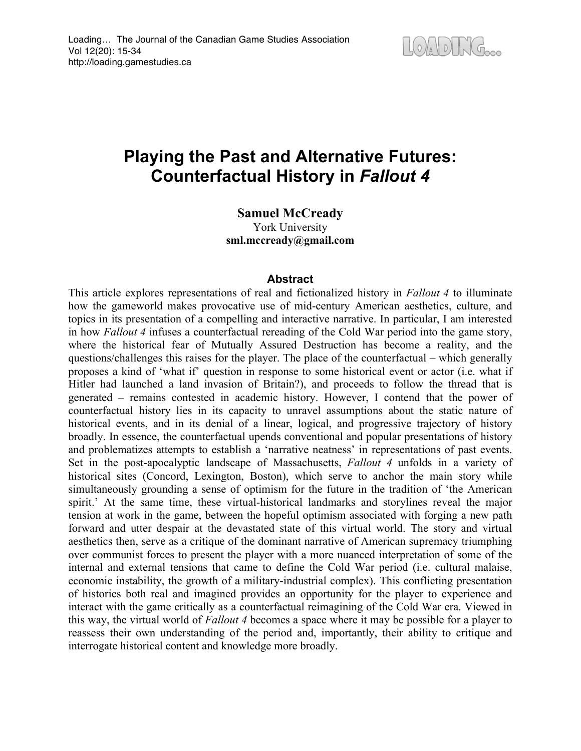# Playing the Past and Alternative Futures: Counterfactual History in *Fallout 4*

**Samuel McCready**
York University
**sml.mccready@gmail.com**

### Abstract

This article explores representations of real and fictionalized history in *Fallout 4* to illuminate how the gameworld makes provocative use of mid-century American aesthetics, culture, and topics in its presentation of a compelling and interactive narrative. In particular, I am interested in how *Fallout 4* infuses a counterfactual rereading of the Cold War period into the game story, where the historical fear of Mutually Assured Destruction has become a reality, and the questions/challenges this raises for the player. The place of the counterfactual – which generally proposes a kind of 'what if' question in response to some historical event or actor (i.e. what if Hitler had launched a land invasion of Britain?), and proceeds to follow the thread that is generated – remains contested in academic history. However, I contend that the power of counterfactual history lies in its capacity to unravel assumptions about the static nature of historical events, and in its denial of a linear, logical, and progressive trajectory of history broadly. In essence, the counterfactual upends conventional and popular presentations of history and problematizes attempts to establish a 'narrative neatness' in representations of past events. Set in the post-apocalyptic landscape of Massachusetts, *Fallout 4* unfolds in a variety of historical sites (Concord, Lexington, Boston), which serve to anchor the main story while simultaneously grounding a sense of optimism for the future in the tradition of 'the American spirit.' At the same time, these virtual-historical landmarks and storylines reveal the major tension at work in the game, between the hopeful optimism associated with forging a new path forward and utter despair at the devastated state of this virtual world. The story and virtual aesthetics then, serve as a critique of the dominant narrative of American supremacy triumphing over communist forces to present the player with a more nuanced interpretation of some of the internal and external tensions that came to define the Cold War period (i.e. cultural malaise, economic instability, the growth of a military-industrial complex). This conflicting presentation of histories both real and imagined provides an opportunity for the player to experience and interact with the game critically as a counterfactual reimagining of the Cold War era. Viewed in this way, the virtual world of *Fallout 4* becomes a space where it may be possible for a player to reassess their own understanding of the period and, importantly, their ability to critique and interrogate historical content and knowledge more broadly.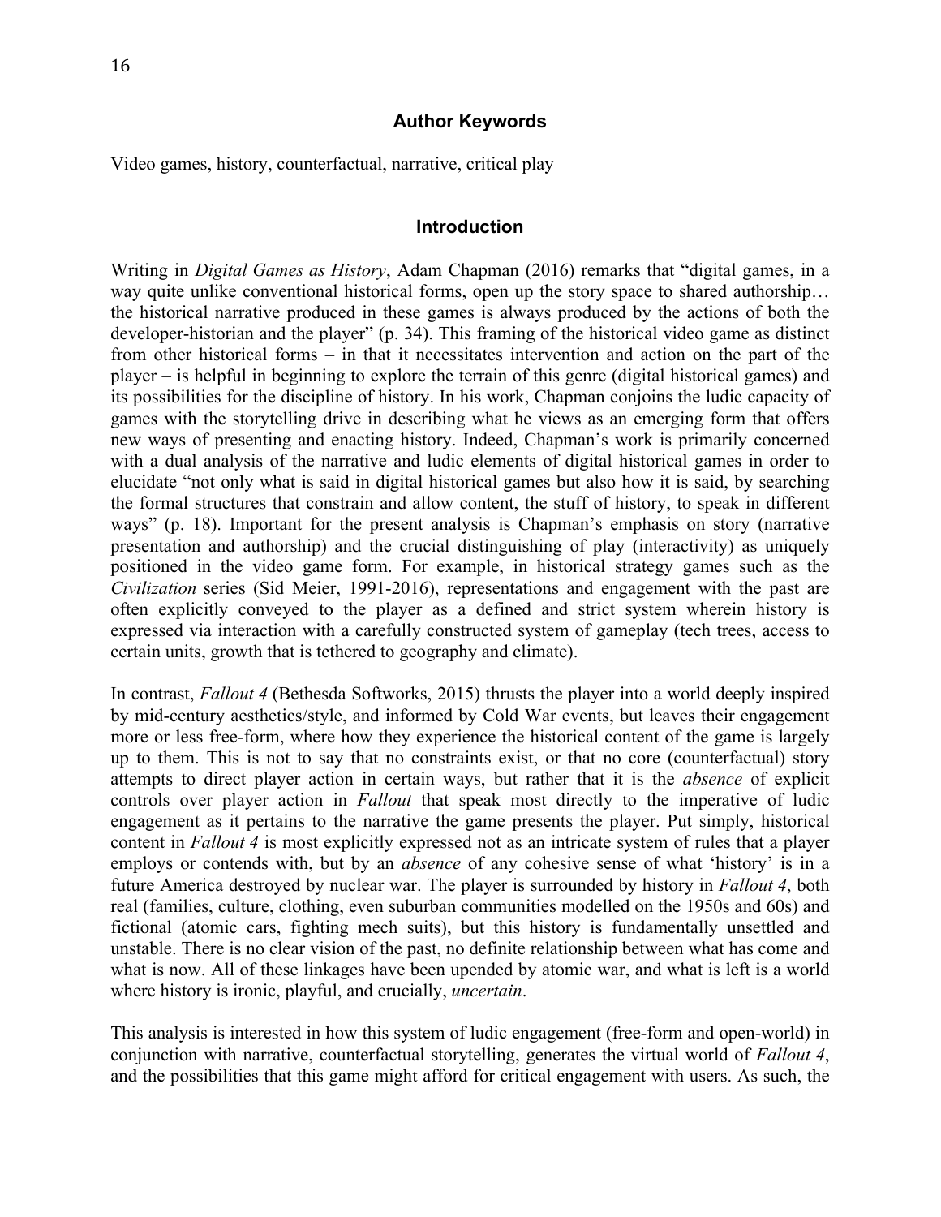## Author Keywords

Video games, history, counterfactual, narrative, critical play

## Introduction

Writing in *Digital Games as History*, Adam Chapman (2016) remarks that "digital games, in a way quite unlike conventional historical forms, open up the story space to shared authorship… the historical narrative produced in these games is always produced by the actions of both the developer-historian and the player" (p. 34). This framing of the historical video game as distinct from other historical forms – in that it necessitates intervention and action on the part of the player – is helpful in beginning to explore the terrain of this genre (digital historical games) and its possibilities for the discipline of history. In his work, Chapman conjoins the ludic capacity of games with the storytelling drive in describing what he views as an emerging form that offers new ways of presenting and enacting history. Indeed, Chapman's work is primarily concerned with a dual analysis of the narrative and ludic elements of digital historical games in order to elucidate "not only what is said in digital historical games but also how it is said, by searching the formal structures that constrain and allow content, the stuff of history, to speak in different ways" (p. 18). Important for the present analysis is Chapman's emphasis on story (narrative presentation and authorship) and the crucial distinguishing of play (interactivity) as uniquely positioned in the video game form. For example, in historical strategy games such as the *Civilization* series (Sid Meier, 1991-2016), representations and engagement with the past are often explicitly conveyed to the player as a defined and strict system wherein history is expressed via interaction with a carefully constructed system of gameplay (tech trees, access to certain units, growth that is tethered to geography and climate).

In contrast, *Fallout 4* (Bethesda Softworks, 2015) thrusts the player into a world deeply inspired by mid-century aesthetics/style, and informed by Cold War events, but leaves their engagement more or less free-form, where how they experience the historical content of the game is largely up to them. This is not to say that no constraints exist, or that no core (counterfactual) story attempts to direct player action in certain ways, but rather that it is the *absence* of explicit controls over player action in *Fallout* that speak most directly to the imperative of ludic engagement as it pertains to the narrative the game presents the player. Put simply, historical content in *Fallout 4* is most explicitly expressed not as an intricate system of rules that a player employs or contends with, but by an *absence* of any cohesive sense of what 'history' is in a future America destroyed by nuclear war. The player is surrounded by history in *Fallout 4*, both real (families, culture, clothing, even suburban communities modelled on the 1950s and 60s) and fictional (atomic cars, fighting mech suits), but this history is fundamentally unsettled and unstable. There is no clear vision of the past, no definite relationship between what has come and what is now. All of these linkages have been upended by atomic war, and what is left is a world where history is ironic, playful, and crucially, *uncertain*.

This analysis is interested in how this system of ludic engagement (free-form and open-world) in conjunction with narrative, counterfactual storytelling, generates the virtual world of *Fallout 4*, and the possibilities that this game might afford for critical engagement with users. As such, the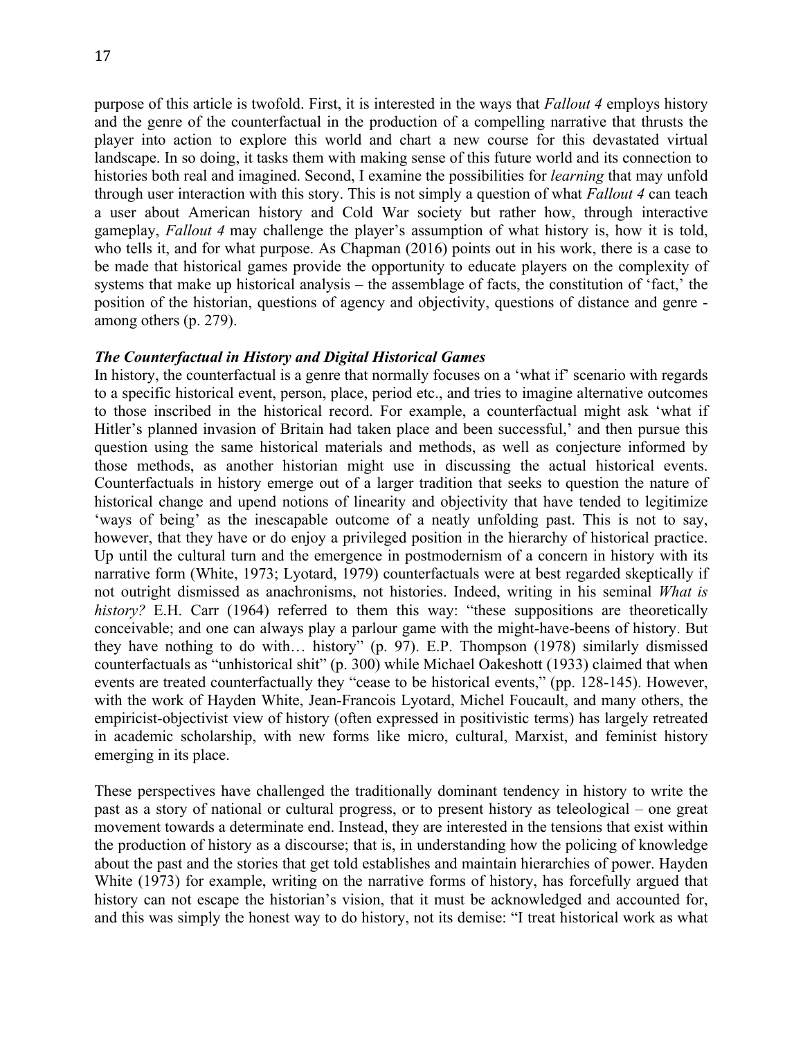purpose of this article is twofold. First, it is interested in the ways that *Fallout 4* employs history and the genre of the counterfactual in the production of a compelling narrative that thrusts the player into action to explore this world and chart a new course for this devastated virtual landscape. In so doing, it tasks them with making sense of this future world and its connection to histories both real and imagined. Second, I examine the possibilities for *learning* that may unfold through user interaction with this story. This is not simply a question of what *Fallout 4* can teach a user about American history and Cold War society but rather how, through interactive gameplay, *Fallout 4* may challenge the player's assumption of what history is, how it is told, who tells it, and for what purpose. As Chapman (2016) points out in his work, there is a case to be made that historical games provide the opportunity to educate players on the complexity of systems that make up historical analysis – the assemblage of facts, the constitution of 'fact,' the position of the historian, questions of agency and objectivity, questions of distance and genre - among others (p. 279).

### *The Counterfactual in History and Digital Historical Games*

In history, the counterfactual is a genre that normally focuses on a 'what if' scenario with regards to a specific historical event, person, place, period etc., and tries to imagine alternative outcomes to those inscribed in the historical record. For example, a counterfactual might ask 'what if Hitler's planned invasion of Britain had taken place and been successful,' and then pursue this question using the same historical materials and methods, as well as conjecture informed by those methods, as another historian might use in discussing the actual historical events. Counterfactuals in history emerge out of a larger tradition that seeks to question the nature of historical change and upend notions of linearity and objectivity that have tended to legitimize 'ways of being' as the inescapable outcome of a neatly unfolding past. This is not to say, however, that they have or do enjoy a privileged position in the hierarchy of historical practice. Up until the cultural turn and the emergence in postmodernism of a concern in history with its narrative form (White, 1973; Lyotard, 1979) counterfactuals were at best regarded skeptically if not outright dismissed as anachronisms, not histories. Indeed, writing in his seminal *What is history?* E.H. Carr (1964) referred to them this way: "these suppositions are theoretically conceivable; and one can always play a parlour game with the might-have-beens of history. But they have nothing to do with… history" (p. 97). E.P. Thompson (1978) similarly dismissed counterfactuals as "unhistorical shit" (p. 300) while Michael Oakeshott (1933) claimed that when events are treated counterfactually they "cease to be historical events," (pp. 128-145). However, with the work of Hayden White, Jean-Francois Lyotard, Michel Foucault, and many others, the empiricist-objectivist view of history (often expressed in positivistic terms) has largely retreated in academic scholarship, with new forms like micro, cultural, Marxist, and feminist history emerging in its place.

These perspectives have challenged the traditionally dominant tendency in history to write the past as a story of national or cultural progress, or to present history as teleological – one great movement towards a determinate end. Instead, they are interested in the tensions that exist within the production of history as a discourse; that is, in understanding how the policing of knowledge about the past and the stories that get told establishes and maintain hierarchies of power. Hayden White (1973) for example, writing on the narrative forms of history, has forcefully argued that history can not escape the historian's vision, that it must be acknowledged and accounted for, and this was simply the honest way to do history, not its demise: "I treat historical work as what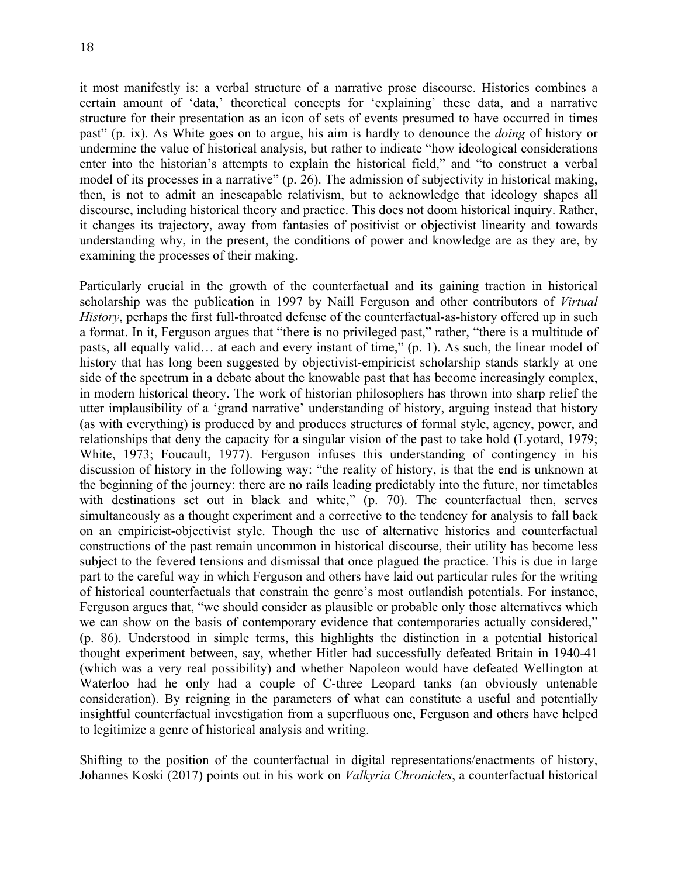it most manifestly is: a verbal structure of a narrative prose discourse. Histories combines a certain amount of 'data,' theoretical concepts for 'explaining' these data, and a narrative structure for their presentation as an icon of sets of events presumed to have occurred in times past" (p. ix). As White goes on to argue, his aim is hardly to denounce the *doing* of history or undermine the value of historical analysis, but rather to indicate "how ideological considerations enter into the historian's attempts to explain the historical field," and "to construct a verbal model of its processes in a narrative" (p. 26). The admission of subjectivity in historical making, then, is not to admit an inescapable relativism, but to acknowledge that ideology shapes all discourse, including historical theory and practice. This does not doom historical inquiry. Rather, it changes its trajectory, away from fantasies of positivist or objectivist linearity and towards understanding why, in the present, the conditions of power and knowledge are as they are, by examining the processes of their making.

Particularly crucial in the growth of the counterfactual and its gaining traction in historical scholarship was the publication in 1997 by Naill Ferguson and other contributors of *Virtual History*, perhaps the first full-throated defense of the counterfactual-as-history offered up in such a format. In it, Ferguson argues that "there is no privileged past," rather, "there is a multitude of pasts, all equally valid… at each and every instant of time," (p. 1). As such, the linear model of history that has long been suggested by objectivist-empiricist scholarship stands starkly at one side of the spectrum in a debate about the knowable past that has become increasingly complex, in modern historical theory. The work of historian philosophers has thrown into sharp relief the utter implausibility of a 'grand narrative' understanding of history, arguing instead that history (as with everything) is produced by and produces structures of formal style, agency, power, and relationships that deny the capacity for a singular vision of the past to take hold (Lyotard, 1979; White, 1973; Foucault, 1977). Ferguson infuses this understanding of contingency in his discussion of history in the following way: "the reality of history, is that the end is unknown at the beginning of the journey: there are no rails leading predictably into the future, nor timetables with destinations set out in black and white," (p. 70). The counterfactual then, serves simultaneously as a thought experiment and a corrective to the tendency for analysis to fall back on an empiricist-objectivist style. Though the use of alternative histories and counterfactual constructions of the past remain uncommon in historical discourse, their utility has become less subject to the fevered tensions and dismissal that once plagued the practice. This is due in large part to the careful way in which Ferguson and others have laid out particular rules for the writing of historical counterfactuals that constrain the genre's most outlandish potentials. For instance, Ferguson argues that, "we should consider as plausible or probable only those alternatives which we can show on the basis of contemporary evidence that contemporaries actually considered," (p. 86). Understood in simple terms, this highlights the distinction in a potential historical thought experiment between, say, whether Hitler had successfully defeated Britain in 1940-41 (which was a very real possibility) and whether Napoleon would have defeated Wellington at Waterloo had he only had a couple of C-three Leopard tanks (an obviously untenable consideration). By reigning in the parameters of what can constitute a useful and potentially insightful counterfactual investigation from a superfluous one, Ferguson and others have helped to legitimize a genre of historical analysis and writing.

Shifting to the position of the counterfactual in digital representations/enactments of history, Johannes Koski (2017) points out in his work on *Valkyria Chronicles*, a counterfactual historical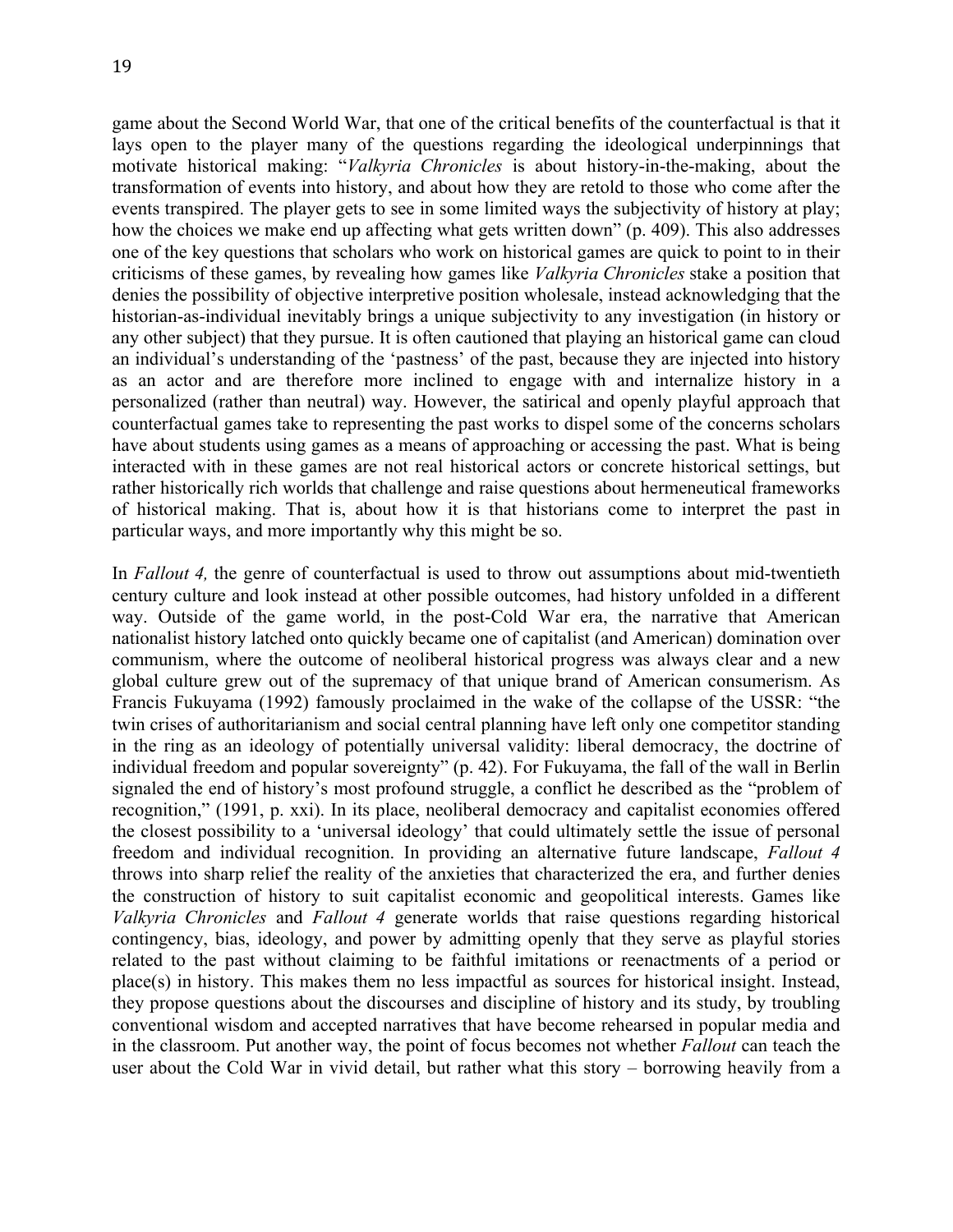game about the Second World War, that one of the critical benefits of the counterfactual is that it lays open to the player many of the questions regarding the ideological underpinnings that motivate historical making: "*Valkyria Chronicles* is about history-in-the-making, about the transformation of events into history, and about how they are retold to those who come after the events transpired. The player gets to see in some limited ways the subjectivity of history at play; how the choices we make end up affecting what gets written down" (p. 409). This also addresses one of the key questions that scholars who work on historical games are quick to point to in their criticisms of these games, by revealing how games like *Valkyria Chronicles* stake a position that denies the possibility of objective interpretive position wholesale, instead acknowledging that the historian-as-individual inevitably brings a unique subjectivity to any investigation (in history or any other subject) that they pursue. It is often cautioned that playing an historical game can cloud an individual's understanding of the 'pastness' of the past, because they are injected into history as an actor and are therefore more inclined to engage with and internalize history in a personalized (rather than neutral) way. However, the satirical and openly playful approach that counterfactual games take to representing the past works to dispel some of the concerns scholars have about students using games as a means of approaching or accessing the past. What is being interacted with in these games are not real historical actors or concrete historical settings, but rather historically rich worlds that challenge and raise questions about hermeneutical frameworks of historical making. That is, about how it is that historians come to interpret the past in particular ways, and more importantly why this might be so.

In *Fallout 4,* the genre of counterfactual is used to throw out assumptions about mid-twentieth century culture and look instead at other possible outcomes, had history unfolded in a different way. Outside of the game world, in the post-Cold War era, the narrative that American nationalist history latched onto quickly became one of capitalist (and American) domination over communism, where the outcome of neoliberal historical progress was always clear and a new global culture grew out of the supremacy of that unique brand of American consumerism. As Francis Fukuyama (1992) famously proclaimed in the wake of the collapse of the USSR: "the twin crises of authoritarianism and social central planning have left only one competitor standing in the ring as an ideology of potentially universal validity: liberal democracy, the doctrine of individual freedom and popular sovereignty" (p. 42). For Fukuyama, the fall of the wall in Berlin signaled the end of history's most profound struggle, a conflict he described as the "problem of recognition," (1991, p. xxi). In its place, neoliberal democracy and capitalist economies offered the closest possibility to a 'universal ideology' that could ultimately settle the issue of personal freedom and individual recognition. In providing an alternative future landscape, *Fallout 4* throws into sharp relief the reality of the anxieties that characterized the era, and further denies the construction of history to suit capitalist economic and geopolitical interests. Games like *Valkyria Chronicles* and *Fallout 4* generate worlds that raise questions regarding historical contingency, bias, ideology, and power by admitting openly that they serve as playful stories related to the past without claiming to be faithful imitations or reenactments of a period or place(s) in history. This makes them no less impactful as sources for historical insight. Instead, they propose questions about the discourses and discipline of history and its study, by troubling conventional wisdom and accepted narratives that have become rehearsed in popular media and in the classroom. Put another way, the point of focus becomes not whether *Fallout* can teach the user about the Cold War in vivid detail, but rather what this story – borrowing heavily from a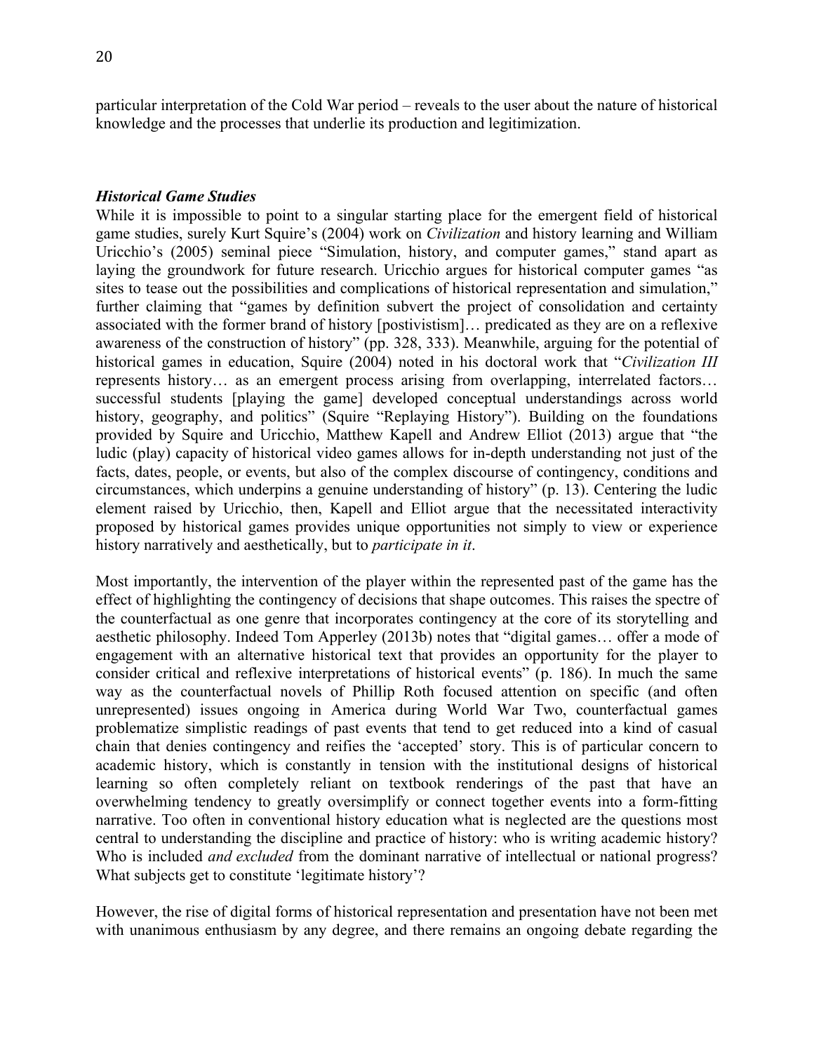particular interpretation of the Cold War period – reveals to the user about the nature of historical knowledge and the processes that underlie its production and legitimization.

### *Historical Game Studies*

While it is impossible to point to a singular starting place for the emergent field of historical game studies, surely Kurt Squire's (2004) work on *Civilization* and history learning and William Uricchio's (2005) seminal piece "Simulation, history, and computer games," stand apart as laying the groundwork for future research. Uricchio argues for historical computer games "as sites to tease out the possibilities and complications of historical representation and simulation," further claiming that "games by definition subvert the project of consolidation and certainty associated with the former brand of history [postivistism]… predicated as they are on a reflexive awareness of the construction of history" (pp. 328, 333). Meanwhile, arguing for the potential of historical games in education, Squire (2004) noted in his doctoral work that "*Civilization III* represents history… as an emergent process arising from overlapping, interrelated factors… successful students [playing the game] developed conceptual understandings across world history, geography, and politics" (Squire "Replaying History"). Building on the foundations provided by Squire and Uricchio, Matthew Kapell and Andrew Elliot (2013) argue that "the ludic (play) capacity of historical video games allows for in-depth understanding not just of the facts, dates, people, or events, but also of the complex discourse of contingency, conditions and circumstances, which underpins a genuine understanding of history" (p. 13). Centering the ludic element raised by Uricchio, then, Kapell and Elliot argue that the necessitated interactivity proposed by historical games provides unique opportunities not simply to view or experience history narratively and aesthetically, but to *participate in it*.

Most importantly, the intervention of the player within the represented past of the game has the effect of highlighting the contingency of decisions that shape outcomes. This raises the spectre of the counterfactual as one genre that incorporates contingency at the core of its storytelling and aesthetic philosophy. Indeed Tom Apperley (2013b) notes that "digital games… offer a mode of engagement with an alternative historical text that provides an opportunity for the player to consider critical and reflexive interpretations of historical events" (p. 186). In much the same way as the counterfactual novels of Phillip Roth focused attention on specific (and often unrepresented) issues ongoing in America during World War Two, counterfactual games problematize simplistic readings of past events that tend to get reduced into a kind of casual chain that denies contingency and reifies the 'accepted' story. This is of particular concern to academic history, which is constantly in tension with the institutional designs of historical learning so often completely reliant on textbook renderings of the past that have an overwhelming tendency to greatly oversimplify or connect together events into a form-fitting narrative. Too often in conventional history education what is neglected are the questions most central to understanding the discipline and practice of history: who is writing academic history? Who is included *and excluded* from the dominant narrative of intellectual or national progress? What subjects get to constitute 'legitimate history'?

However, the rise of digital forms of historical representation and presentation have not been met with unanimous enthusiasm by any degree, and there remains an ongoing debate regarding the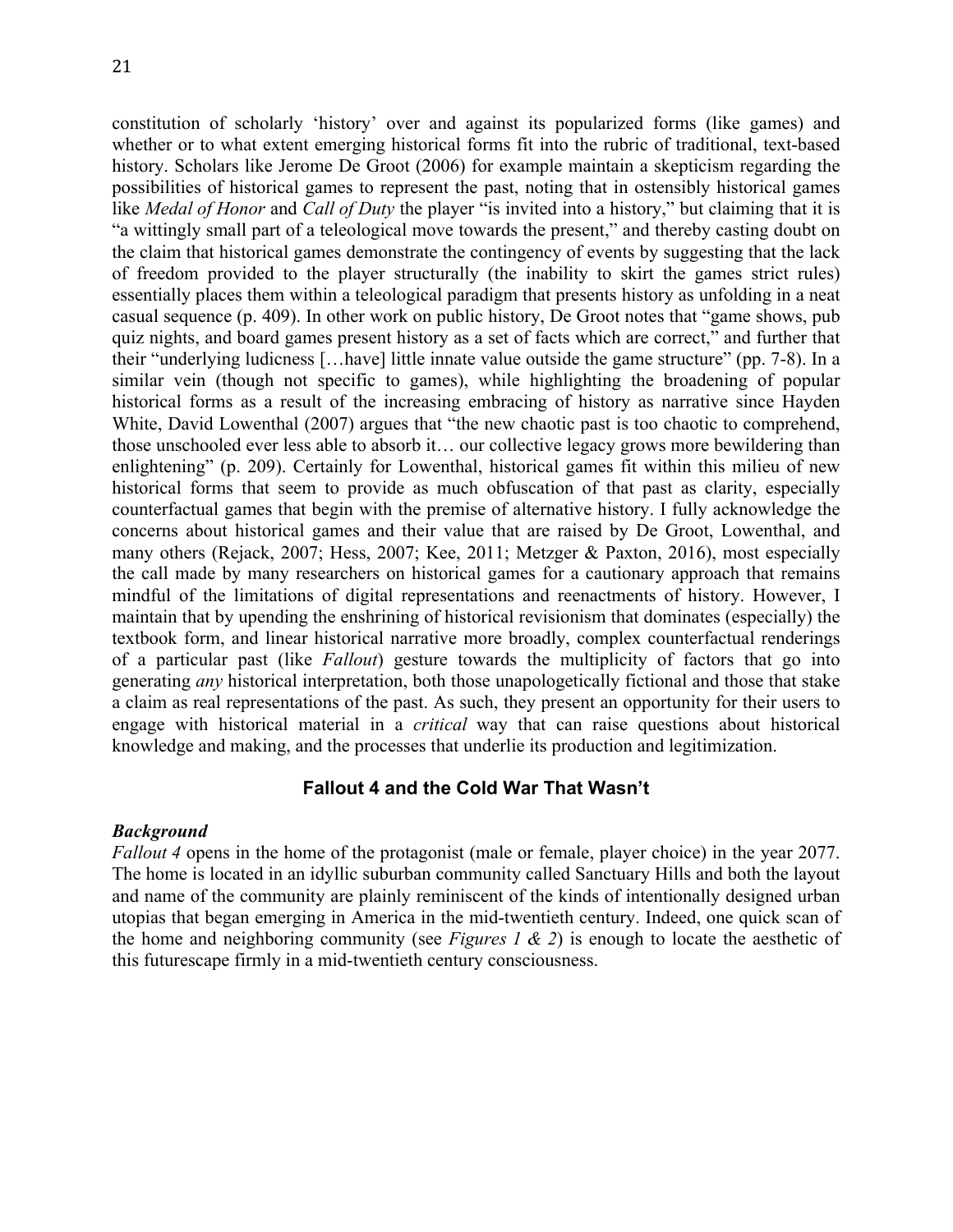constitution of scholarly 'history' over and against its popularized forms (like games) and whether or to what extent emerging historical forms fit into the rubric of traditional, text-based history. Scholars like Jerome De Groot (2006) for example maintain a skepticism regarding the possibilities of historical games to represent the past, noting that in ostensibly historical games like *Medal of Honor* and *Call of Duty* the player "is invited into a history," but claiming that it is "a wittingly small part of a teleological move towards the present," and thereby casting doubt on the claim that historical games demonstrate the contingency of events by suggesting that the lack of freedom provided to the player structurally (the inability to skirt the games strict rules) essentially places them within a teleological paradigm that presents history as unfolding in a neat casual sequence (p. 409). In other work on public history, De Groot notes that "game shows, pub quiz nights, and board games present history as a set of facts which are correct," and further that their "underlying ludicness […have] little innate value outside the game structure" (pp. 7-8). In a similar vein (though not specific to games), while highlighting the broadening of popular historical forms as a result of the increasing embracing of history as narrative since Hayden White, David Lowenthal (2007) argues that "the new chaotic past is too chaotic to comprehend, those unschooled ever less able to absorb it… our collective legacy grows more bewildering than enlightening" (p. 209). Certainly for Lowenthal, historical games fit within this milieu of new historical forms that seem to provide as much obfuscation of that past as clarity, especially counterfactual games that begin with the premise of alternative history. I fully acknowledge the concerns about historical games and their value that are raised by De Groot, Lowenthal, and many others (Rejack, 2007; Hess, 2007; Kee, 2011; Metzger & Paxton, 2016), most especially the call made by many researchers on historical games for a cautionary approach that remains mindful of the limitations of digital representations and reenactments of history. However, I maintain that by upending the enshrining of historical revisionism that dominates (especially) the textbook form, and linear historical narrative more broadly, complex counterfactual renderings of a particular past (like *Fallout*) gesture towards the multiplicity of factors that go into generating *any* historical interpretation, both those unapologetically fictional and those that stake a claim as real representations of the past. As such, they present an opportunity for their users to engage with historical material in a *critical* way that can raise questions about historical knowledge and making, and the processes that underlie its production and legitimization.

## Fallout 4 and the Cold War That Wasn't

### *Background*

*Fallout 4* opens in the home of the protagonist (male or female, player choice) in the year 2077. The home is located in an idyllic suburban community called Sanctuary Hills and both the layout and name of the community are plainly reminiscent of the kinds of intentionally designed urban utopias that began emerging in America in the mid-twentieth century. Indeed, one quick scan of the home and neighboring community (see *Figures 1 & 2*) is enough to locate the aesthetic of this futurescape firmly in a mid-twentieth century consciousness.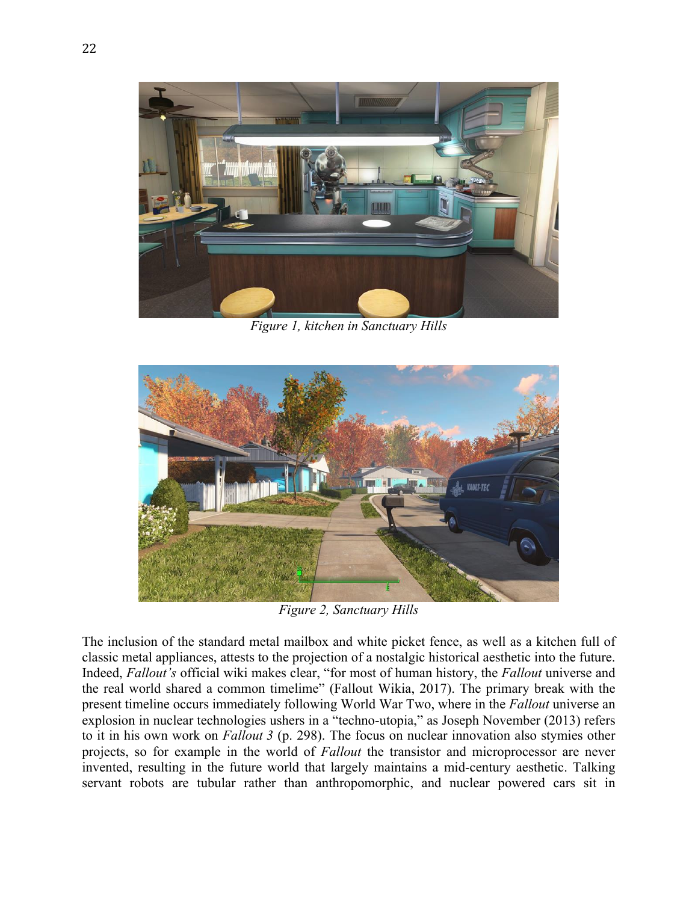*Figure 1, kitchen in Sanctuary Hills*

*Figure 2, Sanctuary Hills*

The inclusion of the standard metal mailbox and white picket fence, as well as a kitchen full of classic metal appliances, attests to the projection of a nostalgic historical aesthetic into the future. Indeed, *Fallout's* official wiki makes clear, "for most of human history, the *Fallout* universe and the real world shared a common timelime" (Fallout Wikia, 2017). The primary break with the present timeline occurs immediately following World War Two, where in the *Fallout* universe an explosion in nuclear technologies ushers in a "techno-utopia," as Joseph November (2013) refers to it in his own work on *Fallout 3* (p. 298). The focus on nuclear innovation also stymies other projects, so for example in the world of *Fallout* the transistor and microprocessor are never invented, resulting in the future world that largely maintains a mid-century aesthetic. Talking servant robots are tubular rather than anthropomorphic, and nuclear powered cars sit in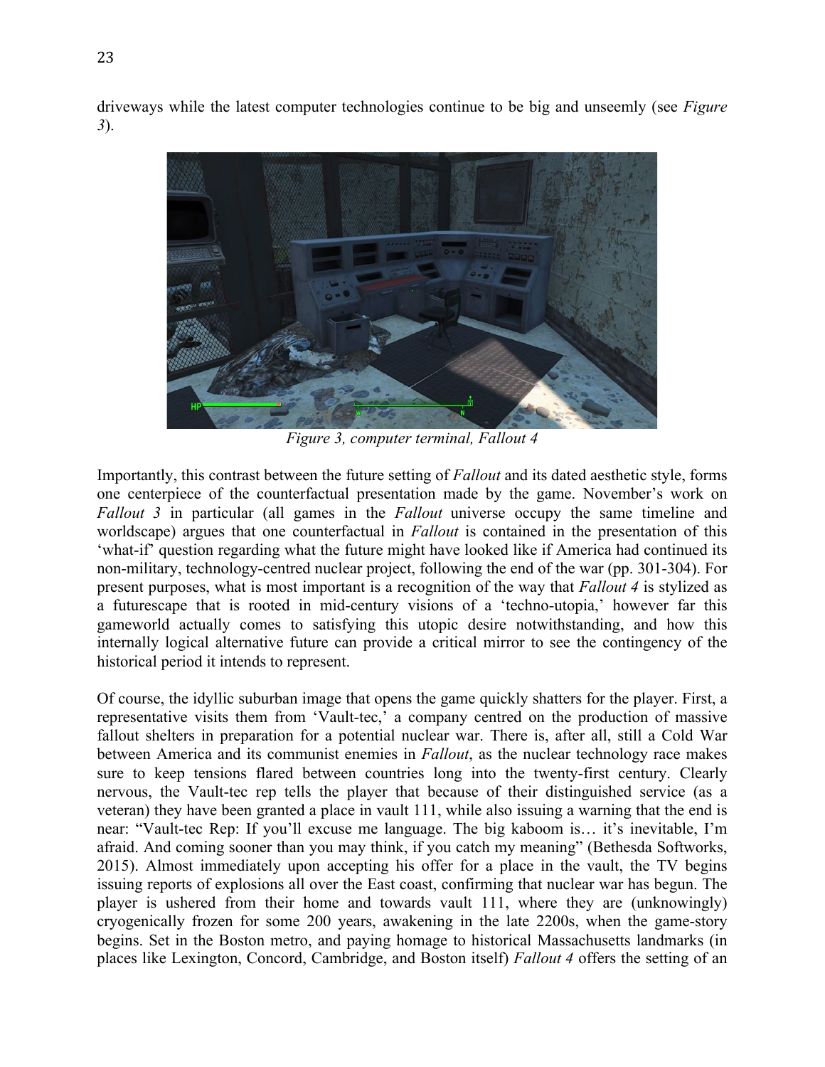driveways while the latest computer technologies continue to be big and unseemly (see *Figure 3*).

*Figure 3, computer terminal, Fallout 4*

Importantly, this contrast between the future setting of *Fallout* and its dated aesthetic style, forms one centerpiece of the counterfactual presentation made by the game. November's work on *Fallout 3* in particular (all games in the *Fallout* universe occupy the same timeline and worldscape) argues that one counterfactual in *Fallout* is contained in the presentation of this 'what-if' question regarding what the future might have looked like if America had continued its non-military, technology-centred nuclear project, following the end of the war (pp. 301-304). For present purposes, what is most important is a recognition of the way that *Fallout 4* is stylized as a futurescape that is rooted in mid-century visions of a 'techno-utopia,' however far this gameworld actually comes to satisfying this utopic desire notwithstanding, and how this internally logical alternative future can provide a critical mirror to see the contingency of the historical period it intends to represent.

Of course, the idyllic suburban image that opens the game quickly shatters for the player. First, a representative visits them from 'Vault-tec,' a company centred on the production of massive fallout shelters in preparation for a potential nuclear war. There is, after all, still a Cold War between America and its communist enemies in *Fallout*, as the nuclear technology race makes sure to keep tensions flared between countries long into the twenty-first century. Clearly nervous, the Vault-tec rep tells the player that because of their distinguished service (as a veteran) they have been granted a place in vault 111, while also issuing a warning that the end is near: "Vault-tec Rep: If you'll excuse me language. The big kaboom is… it's inevitable, I'm afraid. And coming sooner than you may think, if you catch my meaning" (Bethesda Softworks, 2015). Almost immediately upon accepting his offer for a place in the vault, the TV begins issuing reports of explosions all over the East coast, confirming that nuclear war has begun. The player is ushered from their home and towards vault 111, where they are (unknowingly) cryogenically frozen for some 200 years, awakening in the late 2200s, when the game-story begins. Set in the Boston metro, and paying homage to historical Massachusetts landmarks (in places like Lexington, Concord, Cambridge, and Boston itself) *Fallout 4* offers the setting of an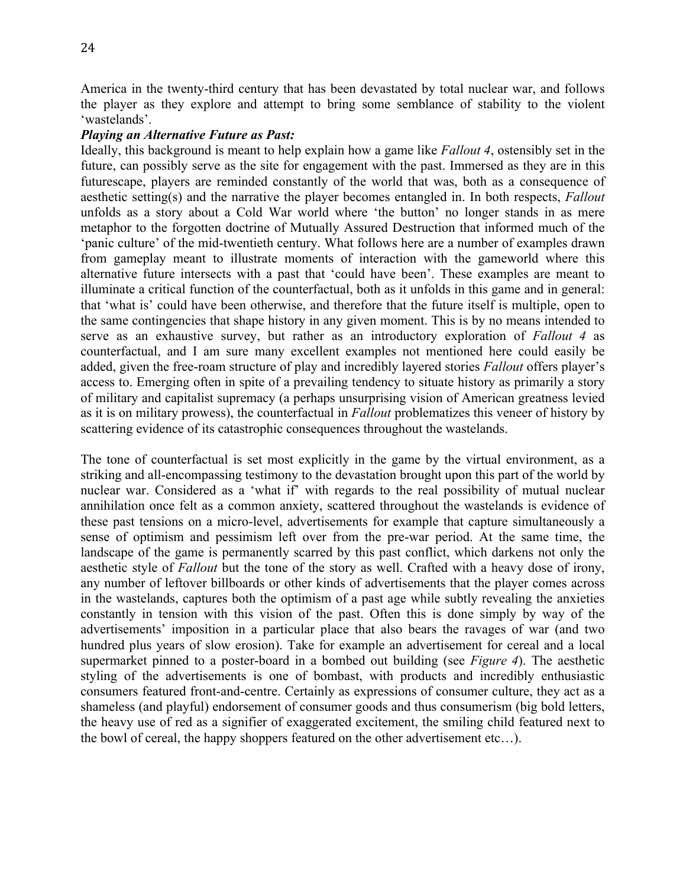America in the twenty-third century that has been devastated by total nuclear war, and follows the player as they explore and attempt to bring some semblance of stability to the violent 'wastelands'.

### *Playing an Alternative Future as Past:*

Ideally, this background is meant to help explain how a game like *Fallout 4*, ostensibly set in the future, can possibly serve as the site for engagement with the past. Immersed as they are in this futurescape, players are reminded constantly of the world that was, both as a consequence of aesthetic setting(s) and the narrative the player becomes entangled in. In both respects, *Fallout* unfolds as a story about a Cold War world where 'the button' no longer stands in as mere metaphor to the forgotten doctrine of Mutually Assured Destruction that informed much of the 'panic culture' of the mid-twentieth century. What follows here are a number of examples drawn from gameplay meant to illustrate moments of interaction with the gameworld where this alternative future intersects with a past that 'could have been'. These examples are meant to illuminate a critical function of the counterfactual, both as it unfolds in this game and in general: that 'what is' could have been otherwise, and therefore that the future itself is multiple, open to the same contingencies that shape history in any given moment. This is by no means intended to serve as an exhaustive survey, but rather as an introductory exploration of *Fallout 4* as counterfactual, and I am sure many excellent examples not mentioned here could easily be added, given the free-roam structure of play and incredibly layered stories *Fallout* offers player's access to. Emerging often in spite of a prevailing tendency to situate history as primarily a story of military and capitalist supremacy (a perhaps unsurprising vision of American greatness levied as it is on military prowess), the counterfactual in *Fallout* problematizes this veneer of history by scattering evidence of its catastrophic consequences throughout the wastelands.

The tone of counterfactual is set most explicitly in the game by the virtual environment, as a striking and all-encompassing testimony to the devastation brought upon this part of the world by nuclear war. Considered as a 'what if' with regards to the real possibility of mutual nuclear annihilation once felt as a common anxiety, scattered throughout the wastelands is evidence of these past tensions on a micro-level, advertisements for example that capture simultaneously a sense of optimism and pessimism left over from the pre-war period. At the same time, the landscape of the game is permanently scarred by this past conflict, which darkens not only the aesthetic style of *Fallout* but the tone of the story as well. Crafted with a heavy dose of irony, any number of leftover billboards or other kinds of advertisements that the player comes across in the wastelands, captures both the optimism of a past age while subtly revealing the anxieties constantly in tension with this vision of the past. Often this is done simply by way of the advertisements' imposition in a particular place that also bears the ravages of war (and two hundred plus years of slow erosion). Take for example an advertisement for cereal and a local supermarket pinned to a poster-board in a bombed out building (see *Figure 4*). The aesthetic styling of the advertisements is one of bombast, with products and incredibly enthusiastic consumers featured front-and-centre. Certainly as expressions of consumer culture, they act as a shameless (and playful) endorsement of consumer goods and thus consumerism (big bold letters, the heavy use of red as a signifier of exaggerated excitement, the smiling child featured next to the bowl of cereal, the happy shoppers featured on the other advertisement etc…).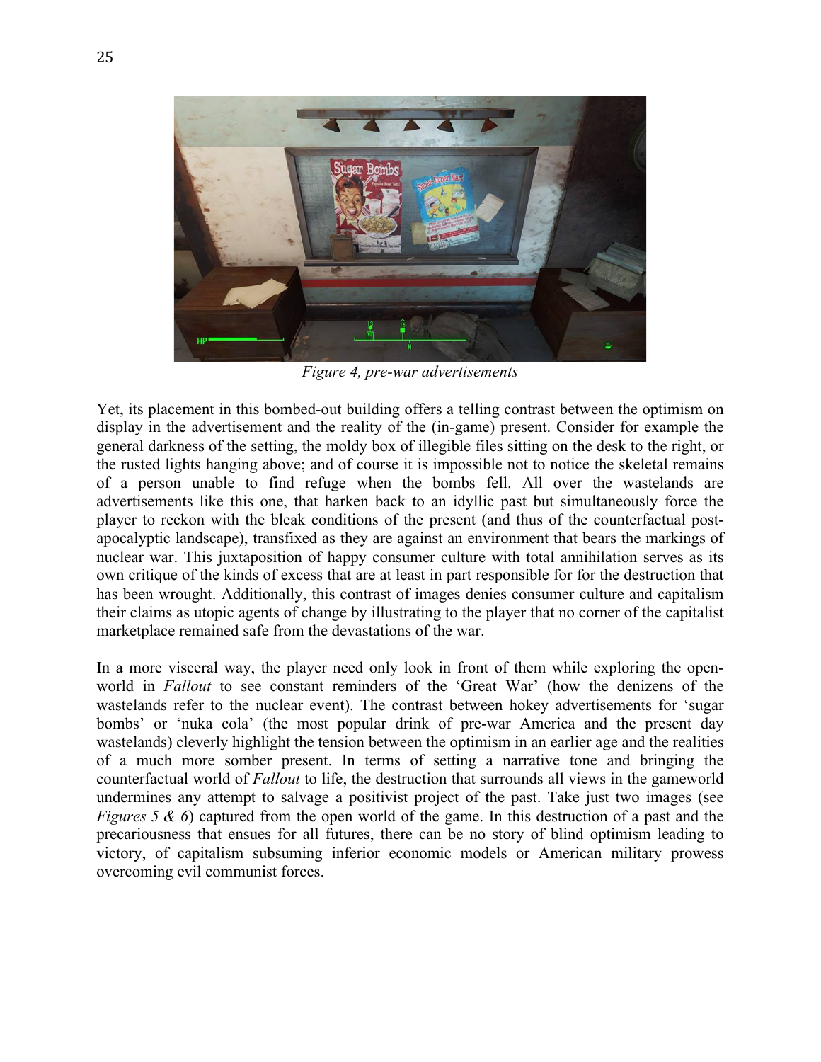*Figure 4, pre-war advertisements*

Yet, its placement in this bombed-out building offers a telling contrast between the optimism on display in the advertisement and the reality of the (in-game) present. Consider for example the general darkness of the setting, the moldy box of illegible files sitting on the desk to the right, or the rusted lights hanging above; and of course it is impossible not to notice the skeletal remains of a person unable to find refuge when the bombs fell. All over the wastelands are advertisements like this one, that harken back to an idyllic past but simultaneously force the player to reckon with the bleak conditions of the present (and thus of the counterfactual post-apocalyptic landscape), transfixed as they are against an environment that bears the markings of nuclear war. This juxtaposition of happy consumer culture with total annihilation serves as its own critique of the kinds of excess that are at least in part responsible for for the destruction that has been wrought. Additionally, this contrast of images denies consumer culture and capitalism their claims as utopic agents of change by illustrating to the player that no corner of the capitalist marketplace remained safe from the devastations of the war.

In a more visceral way, the player need only look in front of them while exploring the open-world in *Fallout* to see constant reminders of the 'Great War' (how the denizens of the wastelands refer to the nuclear event). The contrast between hokey advertisements for 'sugar bombs' or 'nuka cola' (the most popular drink of pre-war America and the present day wastelands) cleverly highlight the tension between the optimism in an earlier age and the realities of a much more somber present. In terms of setting a narrative tone and bringing the counterfactual world of *Fallout* to life, the destruction that surrounds all views in the gameworld undermines any attempt to salvage a positivist project of the past. Take just two images (see *Figures 5 & 6*) captured from the open world of the game. In this destruction of a past and the precariousness that ensues for all futures, there can be no story of blind optimism leading to victory, of capitalism subsuming inferior economic models or American military prowess overcoming evil communist forces.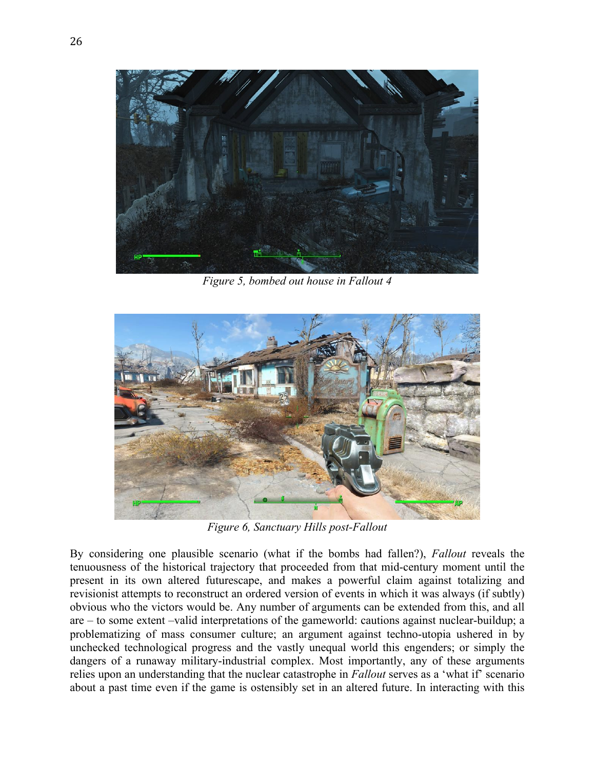*Figure 5, bombed out house in Fallout 4*

*Figure 6, Sanctuary Hills post-Fallout*

By considering one plausible scenario (what if the bombs had fallen?), *Fallout* reveals the tenuousness of the historical trajectory that proceeded from that mid-century moment until the present in its own altered futurescape, and makes a powerful claim against totalizing and revisionist attempts to reconstruct an ordered version of events in which it was always (if subtly) obvious who the victors would be. Any number of arguments can be extended from this, and all are – to some extent –valid interpretations of the gameworld: cautions against nuclear-buildup; a problematizing of mass consumer culture; an argument against techno-utopia ushered in by unchecked technological progress and the vastly unequal world this engenders; or simply the dangers of a runaway military-industrial complex. Most importantly, any of these arguments relies upon an understanding that the nuclear catastrophe in *Fallout* serves as a 'what if' scenario about a past time even if the game is ostensibly set in an altered future. In interacting with this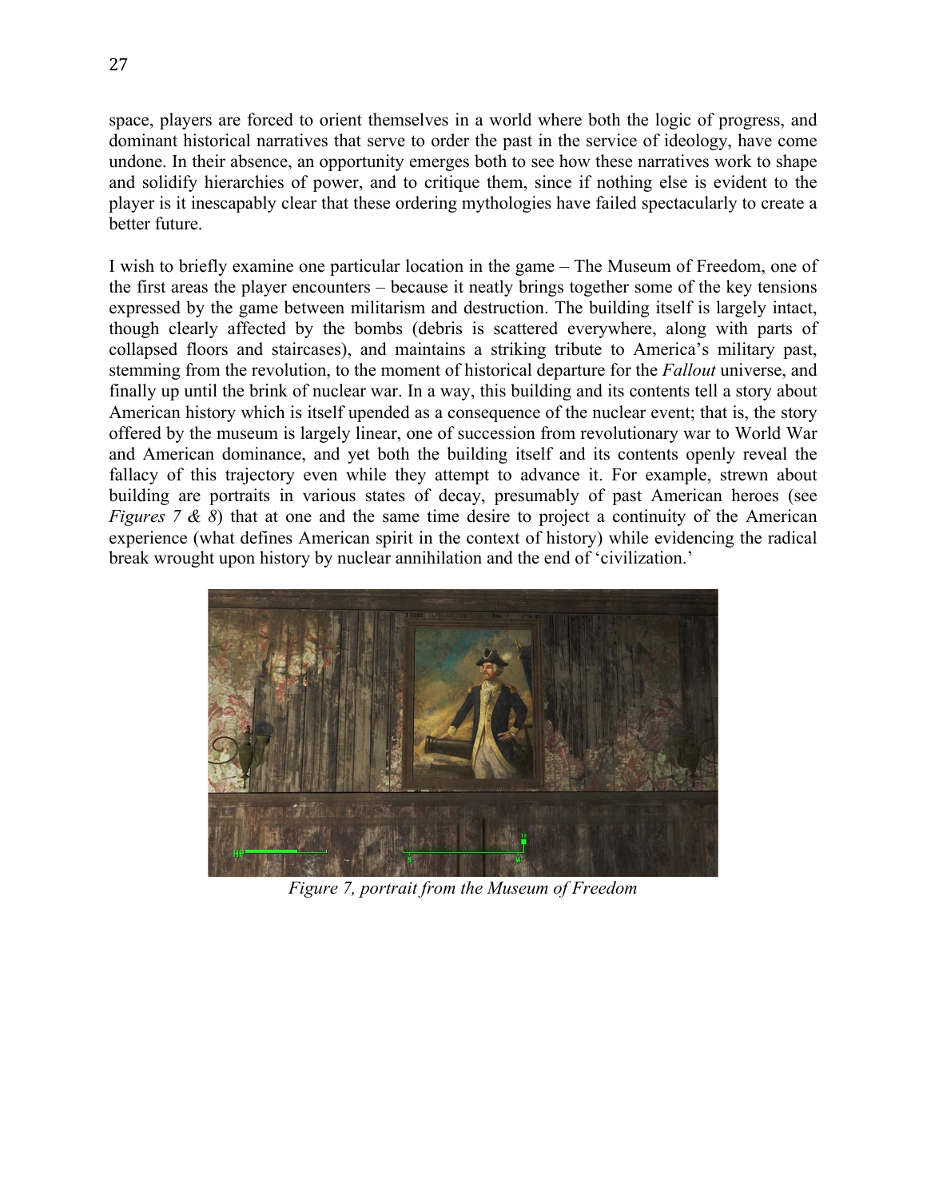space, players are forced to orient themselves in a world where both the logic of progress, and dominant historical narratives that serve to order the past in the service of ideology, have come undone. In their absence, an opportunity emerges both to see how these narratives work to shape and solidify hierarchies of power, and to critique them, since if nothing else is evident to the player is it inescapably clear that these ordering mythologies have failed spectacularly to create a better future.

I wish to briefly examine one particular location in the game – The Museum of Freedom, one of the first areas the player encounters – because it neatly brings together some of the key tensions expressed by the game between militarism and destruction. The building itself is largely intact, though clearly affected by the bombs (debris is scattered everywhere, along with parts of collapsed floors and staircases), and maintains a striking tribute to America's military past, stemming from the revolution, to the moment of historical departure for the *Fallout* universe, and finally up until the brink of nuclear war. In a way, this building and its contents tell a story about American history which is itself upended as a consequence of the nuclear event; that is, the story offered by the museum is largely linear, one of succession from revolutionary war to World War and American dominance, and yet both the building itself and its contents openly reveal the fallacy of this trajectory even while they attempt to advance it. For example, strewn about building are portraits in various states of decay, presumably of past American heroes (see *Figures 7 & 8*) that at one and the same time desire to project a continuity of the American experience (what defines American spirit in the context of history) while evidencing the radical break wrought upon history by nuclear annihilation and the end of 'civilization.'

*Figure 7, portrait from the Museum of Freedom*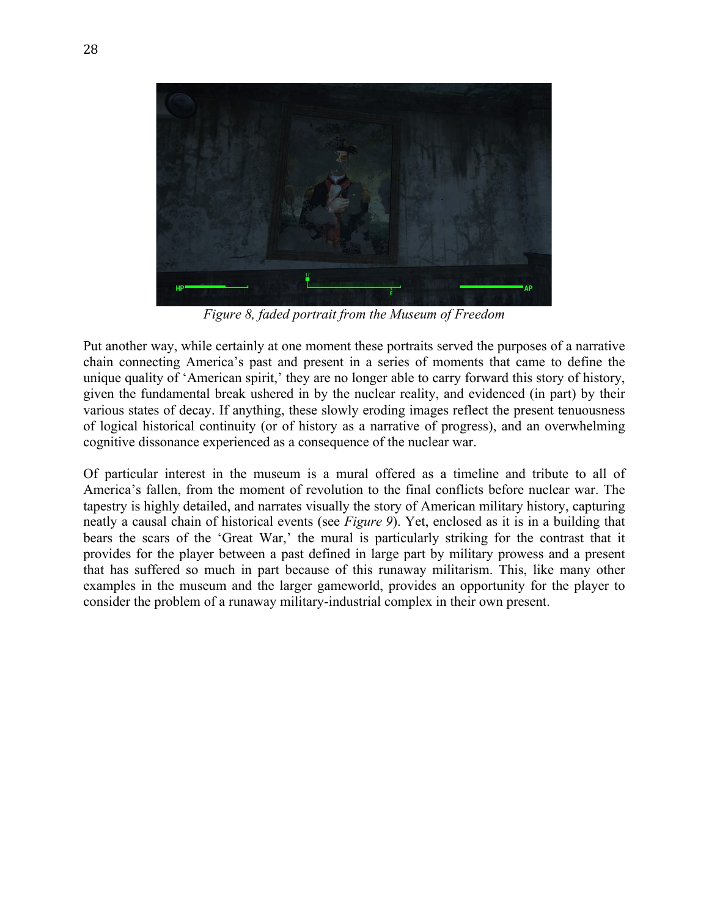*Figure 8, faded portrait from the Museum of Freedom*

Put another way, while certainly at one moment these portraits served the purposes of a narrative chain connecting America's past and present in a series of moments that came to define the unique quality of 'American spirit,' they are no longer able to carry forward this story of history, given the fundamental break ushered in by the nuclear reality, and evidenced (in part) by their various states of decay. If anything, these slowly eroding images reflect the present tenuousness of logical historical continuity (or of history as a narrative of progress), and an overwhelming cognitive dissonance experienced as a consequence of the nuclear war.

Of particular interest in the museum is a mural offered as a timeline and tribute to all of America's fallen, from the moment of revolution to the final conflicts before nuclear war. The tapestry is highly detailed, and narrates visually the story of American military history, capturing neatly a causal chain of historical events (see *Figure 9*). Yet, enclosed as it is in a building that bears the scars of the 'Great War,' the mural is particularly striking for the contrast that it provides for the player between a past defined in large part by military prowess and a present that has suffered so much in part because of this runaway militarism. This, like many other examples in the museum and the larger gameworld, provides an opportunity for the player to consider the problem of a runaway military-industrial complex in their own present.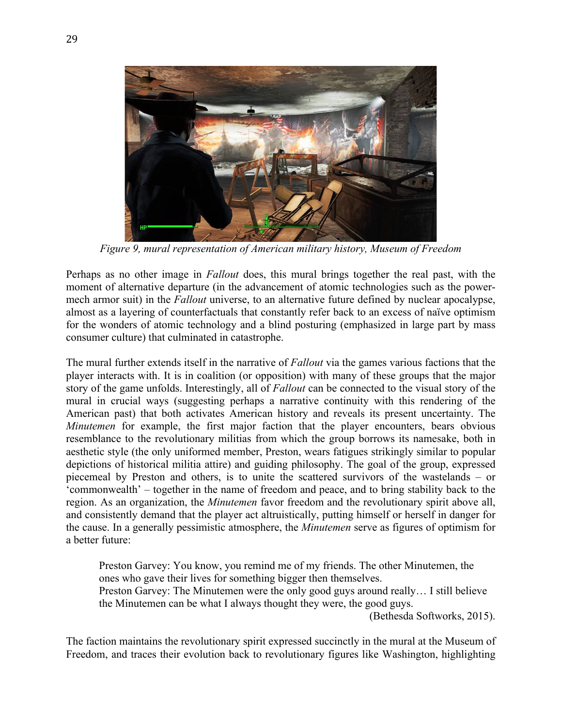*Figure 9, mural representation of American military history, Museum of Freedom*

Perhaps as no other image in *Fallout* does, this mural brings together the real past, with the moment of alternative departure (in the advancement of atomic technologies such as the power-mech armor suit) in the *Fallout* universe, to an alternative future defined by nuclear apocalypse, almost as a layering of counterfactuals that constantly refer back to an excess of naïve optimism for the wonders of atomic technology and a blind posturing (emphasized in large part by mass consumer culture) that culminated in catastrophe.

The mural further extends itself in the narrative of *Fallout* via the games various factions that the player interacts with. It is in coalition (or opposition) with many of these groups that the major story of the game unfolds. Interestingly, all of *Fallout* can be connected to the visual story of the mural in crucial ways (suggesting perhaps a narrative continuity with this rendering of the American past) that both activates American history and reveals its present uncertainty. The *Minutemen* for example, the first major faction that the player encounters, bears obvious resemblance to the revolutionary militias from which the group borrows its namesake, both in aesthetic style (the only uniformed member, Preston, wears fatigues strikingly similar to popular depictions of historical militia attire) and guiding philosophy. The goal of the group, expressed piecemeal by Preston and others, is to unite the scattered survivors of the wastelands – or 'commonwealth' – together in the name of freedom and peace, and to bring stability back to the region. As an organization, the *Minutemen* favor freedom and the revolutionary spirit above all, and consistently demand that the player act altruistically, putting himself or herself in danger for the cause. In a generally pessimistic atmosphere, the *Minutemen* serve as figures of optimism for a better future:

> Preston Garvey: You know, you remind me of my friends. The other Minutemen, the ones who gave their lives for something bigger then themselves.
> Preston Garvey: The Minutemen were the only good guys around really… I still believe the Minutemen can be what I always thought they were, the good guys.
> (Bethesda Softworks, 2015).

The faction maintains the revolutionary spirit expressed succinctly in the mural at the Museum of Freedom, and traces their evolution back to revolutionary figures like Washington, highlighting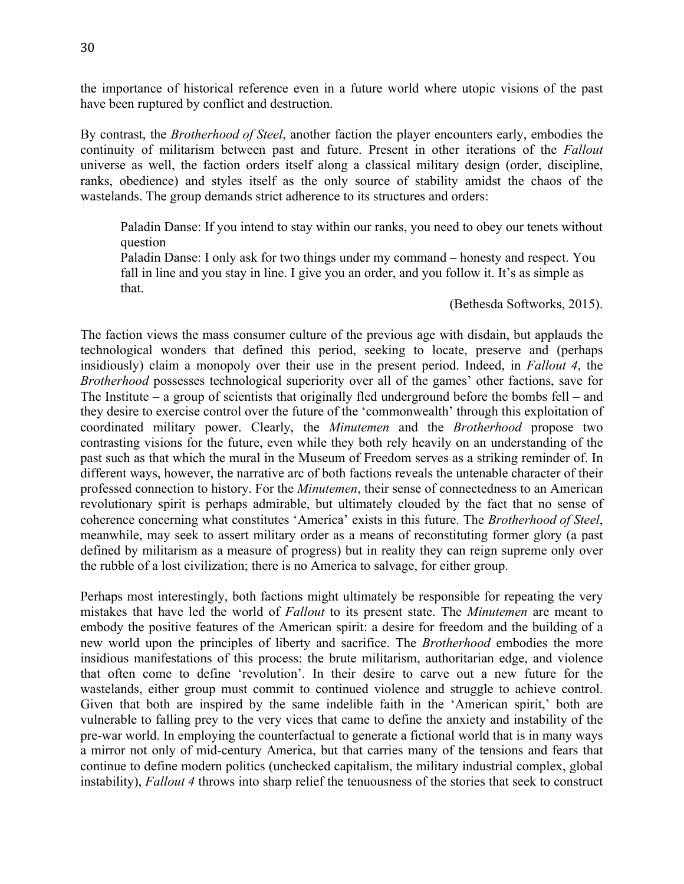the importance of historical reference even in a future world where utopic visions of the past have been ruptured by conflict and destruction.

By contrast, the *Brotherhood of Steel*, another faction the player encounters early, embodies the continuity of militarism between past and future. Present in other iterations of the *Fallout* universe as well, the faction orders itself along a classical military design (order, discipline, ranks, obedience) and styles itself as the only source of stability amidst the chaos of the wastelands. The group demands strict adherence to its structures and orders:

> Paladin Danse: If you intend to stay within our ranks, you need to obey our tenets without question
> Paladin Danse: I only ask for two things under my command – honesty and respect. You fall in line and you stay in line. I give you an order, and you follow it. It's as simple as that.
>
> (Bethesda Softworks, 2015).

The faction views the mass consumer culture of the previous age with disdain, but applauds the technological wonders that defined this period, seeking to locate, preserve and (perhaps insidiously) claim a monopoly over their use in the present period. Indeed, in *Fallout 4*, the *Brotherhood* possesses technological superiority over all of the games' other factions, save for The Institute – a group of scientists that originally fled underground before the bombs fell – and they desire to exercise control over the future of the 'commonwealth' through this exploitation of coordinated military power. Clearly, the *Minutemen* and the *Brotherhood* propose two contrasting visions for the future, even while they both rely heavily on an understanding of the past such as that which the mural in the Museum of Freedom serves as a striking reminder of. In different ways, however, the narrative arc of both factions reveals the untenable character of their professed connection to history. For the *Minutemen*, their sense of connectedness to an American revolutionary spirit is perhaps admirable, but ultimately clouded by the fact that no sense of coherence concerning what constitutes 'America' exists in this future. The *Brotherhood of Steel*, meanwhile, may seek to assert military order as a means of reconstituting former glory (a past defined by militarism as a measure of progress) but in reality they can reign supreme only over the rubble of a lost civilization; there is no America to salvage, for either group.

Perhaps most interestingly, both factions might ultimately be responsible for repeating the very mistakes that have led the world of *Fallout* to its present state. The *Minutemen* are meant to embody the positive features of the American spirit: a desire for freedom and the building of a new world upon the principles of liberty and sacrifice. The *Brotherhood* embodies the more insidious manifestations of this process: the brute militarism, authoritarian edge, and violence that often come to define 'revolution'. In their desire to carve out a new future for the wastelands, either group must commit to continued violence and struggle to achieve control. Given that both are inspired by the same indelible faith in the 'American spirit,' both are vulnerable to falling prey to the very vices that came to define the anxiety and instability of the pre-war world. In employing the counterfactual to generate a fictional world that is in many ways a mirror not only of mid-century America, but that carries many of the tensions and fears that continue to define modern politics (unchecked capitalism, the military industrial complex, global instability), *Fallout 4* throws into sharp relief the tenuousness of the stories that seek to construct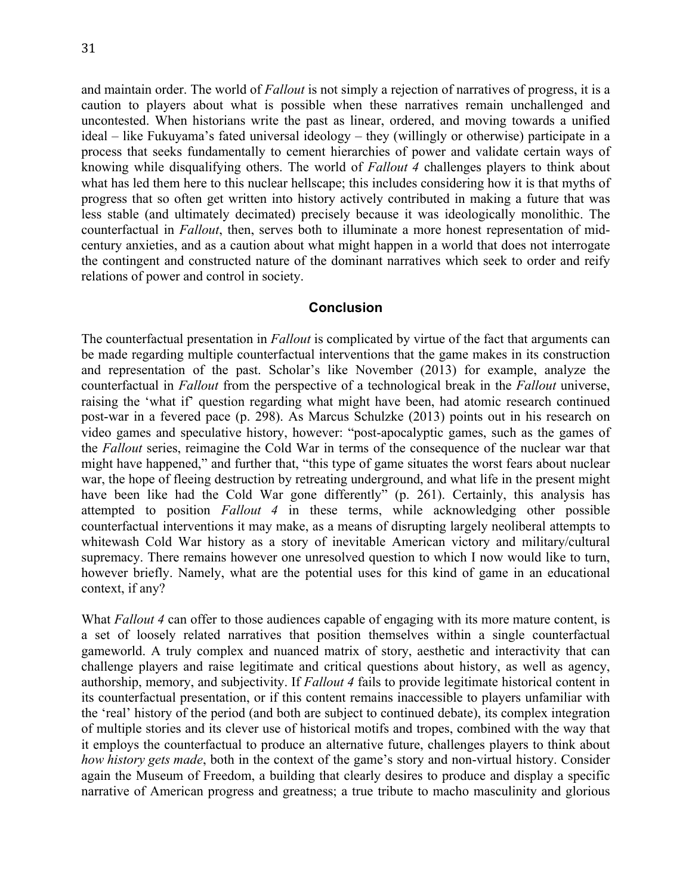and maintain order. The world of *Fallout* is not simply a rejection of narratives of progress, it is a caution to players about what is possible when these narratives remain unchallenged and uncontested. When historians write the past as linear, ordered, and moving towards a unified ideal – like Fukuyama's fated universal ideology – they (willingly or otherwise) participate in a process that seeks fundamentally to cement hierarchies of power and validate certain ways of knowing while disqualifying others. The world of *Fallout 4* challenges players to think about what has led them here to this nuclear hellscape; this includes considering how it is that myths of progress that so often get written into history actively contributed in making a future that was less stable (and ultimately decimated) precisely because it was ideologically monolithic. The counterfactual in *Fallout*, then, serves both to illuminate a more honest representation of mid-century anxieties, and as a caution about what might happen in a world that does not interrogate the contingent and constructed nature of the dominant narratives which seek to order and reify relations of power and control in society.

## Conclusion

The counterfactual presentation in *Fallout* is complicated by virtue of the fact that arguments can be made regarding multiple counterfactual interventions that the game makes in its construction and representation of the past. Scholar's like November (2013) for example, analyze the counterfactual in *Fallout* from the perspective of a technological break in the *Fallout* universe, raising the 'what if' question regarding what might have been, had atomic research continued post-war in a fevered pace (p. 298). As Marcus Schulzke (2013) points out in his research on video games and speculative history, however: "post-apocalyptic games, such as the games of the *Fallout* series, reimagine the Cold War in terms of the consequence of the nuclear war that might have happened," and further that, "this type of game situates the worst fears about nuclear war, the hope of fleeing destruction by retreating underground, and what life in the present might have been like had the Cold War gone differently" (p. 261). Certainly, this analysis has attempted to position *Fallout 4* in these terms, while acknowledging other possible counterfactual interventions it may make, as a means of disrupting largely neoliberal attempts to whitewash Cold War history as a story of inevitable American victory and military/cultural supremacy. There remains however one unresolved question to which I now would like to turn, however briefly. Namely, what are the potential uses for this kind of game in an educational context, if any?

What *Fallout 4* can offer to those audiences capable of engaging with its more mature content, is a set of loosely related narratives that position themselves within a single counterfactual gameworld. A truly complex and nuanced matrix of story, aesthetic and interactivity that can challenge players and raise legitimate and critical questions about history, as well as agency, authorship, memory, and subjectivity. If *Fallout 4* fails to provide legitimate historical content in its counterfactual presentation, or if this content remains inaccessible to players unfamiliar with the 'real' history of the period (and both are subject to continued debate), its complex integration of multiple stories and its clever use of historical motifs and tropes, combined with the way that it employs the counterfactual to produce an alternative future, challenges players to think about *how history gets made*, both in the context of the game's story and non-virtual history. Consider again the Museum of Freedom, a building that clearly desires to produce and display a specific narrative of American progress and greatness; a true tribute to macho masculinity and glorious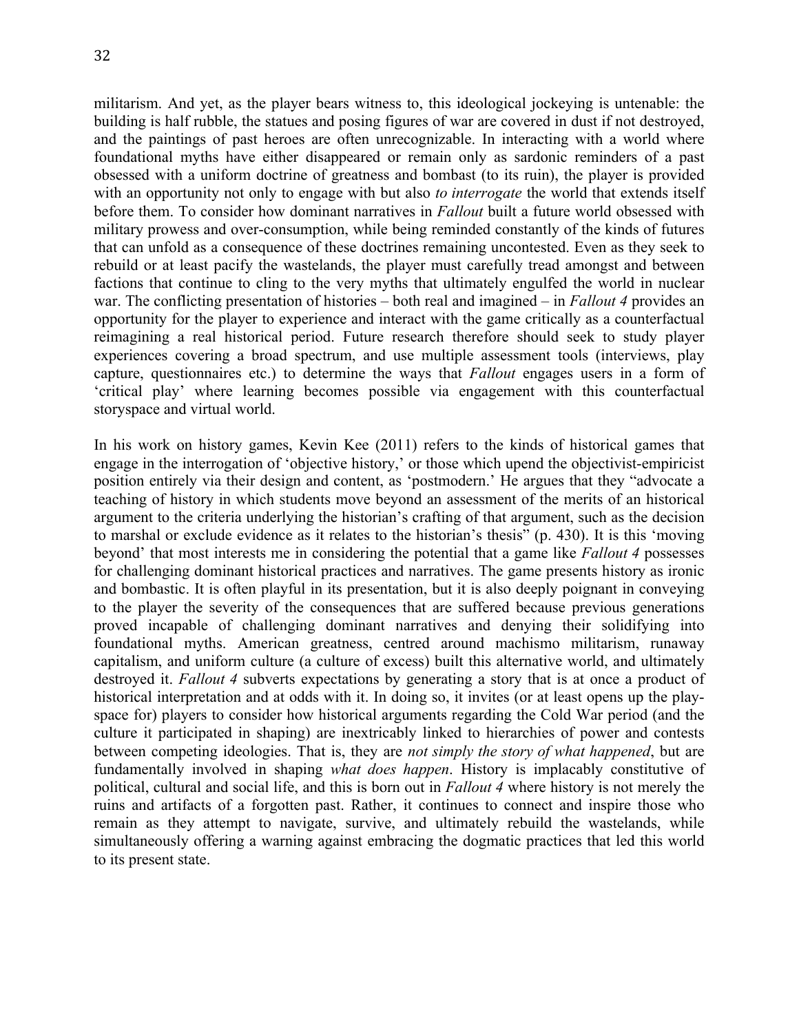militarism. And yet, as the player bears witness to, this ideological jockeying is untenable: the building is half rubble, the statues and posing figures of war are covered in dust if not destroyed, and the paintings of past heroes are often unrecognizable. In interacting with a world where foundational myths have either disappeared or remain only as sardonic reminders of a past obsessed with a uniform doctrine of greatness and bombast (to its ruin), the player is provided with an opportunity not only to engage with but also *to interrogate* the world that extends itself before them. To consider how dominant narratives in *Fallout* built a future world obsessed with military prowess and over-consumption, while being reminded constantly of the kinds of futures that can unfold as a consequence of these doctrines remaining uncontested. Even as they seek to rebuild or at least pacify the wastelands, the player must carefully tread amongst and between factions that continue to cling to the very myths that ultimately engulfed the world in nuclear war. The conflicting presentation of histories – both real and imagined – in *Fallout 4* provides an opportunity for the player to experience and interact with the game critically as a counterfactual reimagining a real historical period. Future research therefore should seek to study player experiences covering a broad spectrum, and use multiple assessment tools (interviews, play capture, questionnaires etc.) to determine the ways that *Fallout* engages users in a form of 'critical play' where learning becomes possible via engagement with this counterfactual storyspace and virtual world.

In his work on history games, Kevin Kee (2011) refers to the kinds of historical games that engage in the interrogation of 'objective history,' or those which upend the objectivist-empiricist position entirely via their design and content, as 'postmodern.' He argues that they "advocate a teaching of history in which students move beyond an assessment of the merits of an historical argument to the criteria underlying the historian's crafting of that argument, such as the decision to marshal or exclude evidence as it relates to the historian's thesis" (p. 430). It is this 'moving beyond' that most interests me in considering the potential that a game like *Fallout 4* possesses for challenging dominant historical practices and narratives. The game presents history as ironic and bombastic. It is often playful in its presentation, but it is also deeply poignant in conveying to the player the severity of the consequences that are suffered because previous generations proved incapable of challenging dominant narratives and denying their solidifying into foundational myths. American greatness, centred around machismo militarism, runaway capitalism, and uniform culture (a culture of excess) built this alternative world, and ultimately destroyed it. *Fallout 4* subverts expectations by generating a story that is at once a product of historical interpretation and at odds with it. In doing so, it invites (or at least opens up the play-space for) players to consider how historical arguments regarding the Cold War period (and the culture it participated in shaping) are inextricably linked to hierarchies of power and contests between competing ideologies. That is, they are *not simply the story of what happened*, but are fundamentally involved in shaping *what does happen*. History is implacably constitutive of political, cultural and social life, and this is born out in *Fallout 4* where history is not merely the ruins and artifacts of a forgotten past. Rather, it continues to connect and inspire those who remain as they attempt to navigate, survive, and ultimately rebuild the wastelands, while simultaneously offering a warning against embracing the dogmatic practices that led this world to its present state.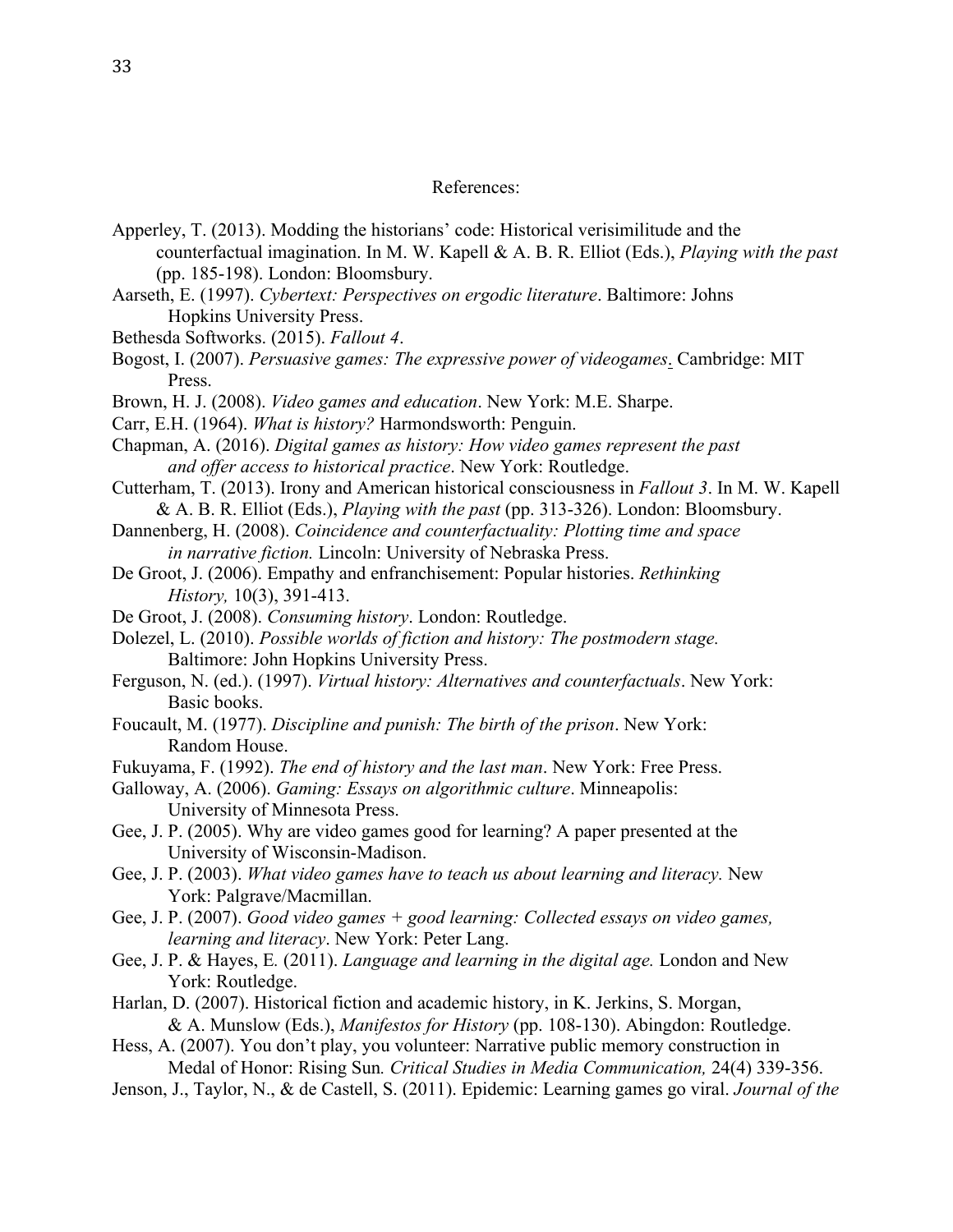References:

Apperley, T. (2013). Modding the historians' code: Historical verisimilitude and the counterfactual imagination. In M. W. Kapell & A. B. R. Elliot (Eds.), *Playing with the past* (pp. 185-198). London: Bloomsbury.

Aarseth, E. (1997). *Cybertext: Perspectives on ergodic literature*. Baltimore: Johns Hopkins University Press.

Bethesda Softworks. (2015). *Fallout 4*.

Bogost, I. (2007). *Persuasive games: The expressive power of videogames*. Cambridge: MIT Press.

Brown, H. J. (2008). *Video games and education*. New York: M.E. Sharpe.

Carr, E.H. (1964). *What is history?* Harmondsworth: Penguin.

Chapman, A. (2016). *Digital games as history: How video games represent the past and offer access to historical practice*. New York: Routledge.

Cutterham, T. (2013). Irony and American historical consciousness in *Fallout 3*. In M. W. Kapell & A. B. R. Elliot (Eds.), *Playing with the past* (pp. 313-326). London: Bloomsbury.

Dannenberg, H. (2008). *Coincidence and counterfactuality: Plotting time and space in narrative fiction.* Lincoln: University of Nebraska Press.

De Groot, J. (2006). Empathy and enfranchisement: Popular histories. *Rethinking History,* 10(3), 391-413.

De Groot, J. (2008). *Consuming history*. London: Routledge.

Dolezel, L. (2010). *Possible worlds of fiction and history: The postmodern stage.* Baltimore: John Hopkins University Press.

Ferguson, N. (ed.). (1997). *Virtual history: Alternatives and counterfactuals*. New York: Basic books.

Foucault, M. (1977). *Discipline and punish: The birth of the prison*. New York: Random House.

Fukuyama, F. (1992). *The end of history and the last man*. New York: Free Press.

Galloway, A. (2006). *Gaming: Essays on algorithmic culture*. Minneapolis: University of Minnesota Press.

Gee, J. P. (2005). Why are video games good for learning? A paper presented at the University of Wisconsin-Madison.

Gee, J. P. (2003). *What video games have to teach us about learning and literacy.* New York: Palgrave/Macmillan.

Gee, J. P. (2007). *Good video games + good learning: Collected essays on video games, learning and literacy*. New York: Peter Lang.

Gee, J. P. & Hayes, E. (2011). *Language and learning in the digital age.* London and New York: Routledge.

Harlan, D. (2007). Historical fiction and academic history, in K. Jerkins, S. Morgan, & A. Munslow (Eds.), *Manifestos for History* (pp. 108-130). Abingdon: Routledge.

Hess, A. (2007). You don't play, you volunteer: Narrative public memory construction in Medal of Honor: Rising Sun. *Critical Studies in Media Communication,* 24(4) 339-356.

Jenson, J., Taylor, N., & de Castell, S. (2011). Epidemic: Learning games go viral. *Journal of the*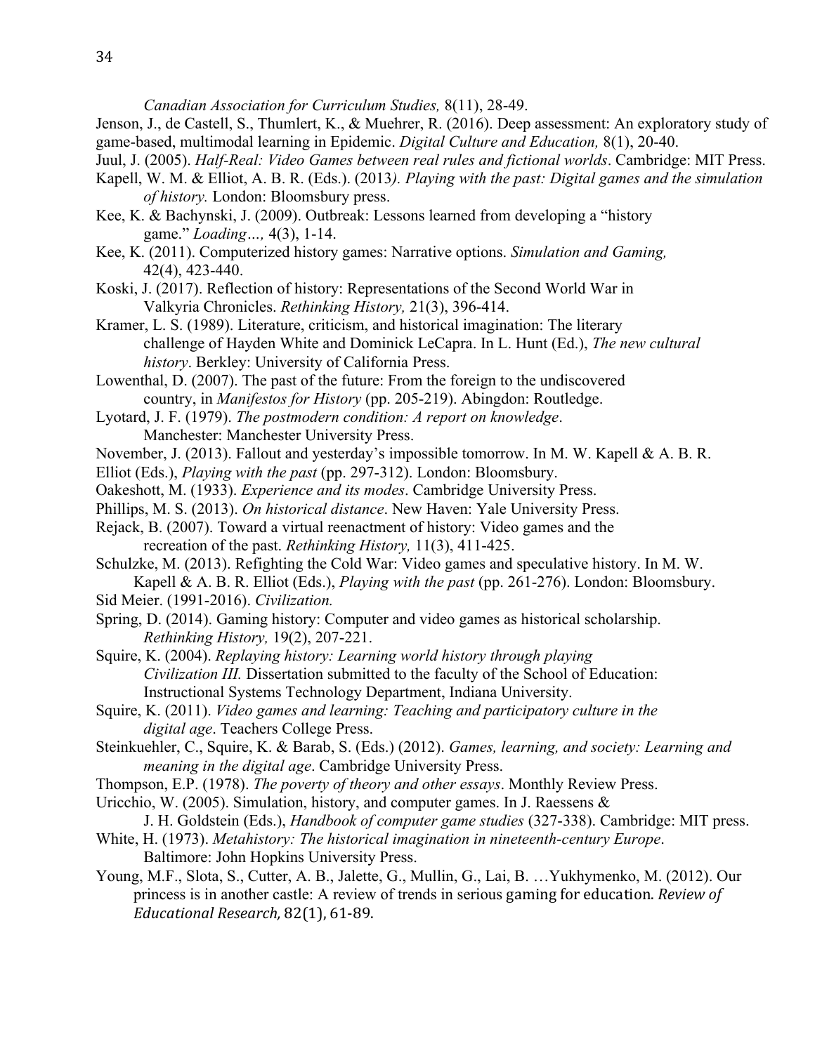*Canadian Association for Curriculum Studies,* 8(11), 28-49.

Jenson, J., de Castell, S., Thumlert, K., & Muehrer, R. (2016). Deep assessment: An exploratory study of game-based, multimodal learning in Epidemic. *Digital Culture and Education,* 8(1), 20-40.

Juul, J. (2005). *Half-Real: Video Games between real rules and fictional worlds*. Cambridge: MIT Press.

Kapell, W. M. & Elliot, A. B. R. (Eds.). (2013*). Playing with the past: Digital games and the simulation of history.* London: Bloomsbury press.

Kee, K. & Bachynski, J. (2009). Outbreak: Lessons learned from developing a "history game." *Loading…,* 4(3), 1-14.

Kee, K. (2011). Computerized history games: Narrative options. *Simulation and Gaming,* 42(4), 423-440.

Koski, J. (2017). Reflection of history: Representations of the Second World War in Valkyria Chronicles. *Rethinking History,* 21(3), 396-414.

Kramer, L. S. (1989). Literature, criticism, and historical imagination: The literary challenge of Hayden White and Dominick LeCapra. In L. Hunt (Ed.), *The new cultural history*. Berkley: University of California Press.

Lowenthal, D. (2007). The past of the future: From the foreign to the undiscovered country, in *Manifestos for History* (pp. 205-219). Abingdon: Routledge.

Lyotard, J. F. (1979). *The postmodern condition: A report on knowledge*. Manchester: Manchester University Press.

November, J. (2013). Fallout and yesterday's impossible tomorrow. In M. W. Kapell & A. B. R. Elliot (Eds.), *Playing with the past* (pp. 297-312). London: Bloomsbury.

Oakeshott, M. (1933). *Experience and its modes*. Cambridge University Press.

Phillips, M. S. (2013). *On historical distance*. New Haven: Yale University Press.

Rejack, B. (2007). Toward a virtual reenactment of history: Video games and the recreation of the past. *Rethinking History,* 11(3), 411-425.

Schulzke, M. (2013). Refighting the Cold War: Video games and speculative history. In M. W. Kapell & A. B. R. Elliot (Eds.), *Playing with the past* (pp. 261-276). London: Bloomsbury.

Sid Meier. (1991-2016). *Civilization.*

Spring, D. (2014). Gaming history: Computer and video games as historical scholarship. *Rethinking History,* 19(2), 207-221.

Squire, K. (2004). *Replaying history: Learning world history through playing Civilization III.* Dissertation submitted to the faculty of the School of Education: Instructional Systems Technology Department, Indiana University.

Squire, K. (2011). *Video games and learning: Teaching and participatory culture in the digital age*. Teachers College Press.

Steinkuehler, C., Squire, K. & Barab, S. (Eds.) (2012). *Games, learning, and society: Learning and meaning in the digital age*. Cambridge University Press.

Thompson, E.P. (1978). *The poverty of theory and other essays*. Monthly Review Press.

Uricchio, W. (2005). Simulation, history, and computer games. In J. Raessens & J. H. Goldstein (Eds.), *Handbook of computer game studies* (327-338). Cambridge: MIT press.

White, H. (1973). *Metahistory: The historical imagination in nineteenth-century Europe*. Baltimore: John Hopkins University Press.

Young, M.F., Slota, S., Cutter, A. B., Jalette, G., Mullin, G., Lai, B. …Yukhymenko, M. (2012). Our princess is in another castle: A review of trends in serious gaming for education. *Review of Educational Research,* 82(1), 61-89.